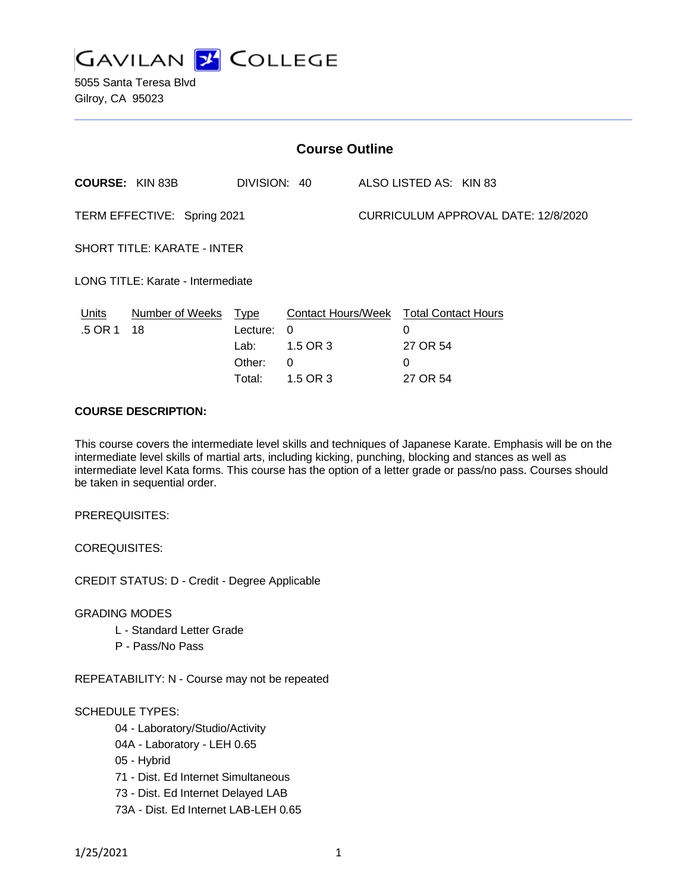# GAVILAN COLLEGE

5055 Santa Teresa Blvd
Gilroy, CA 95023

## Course Outline

**COURSE:** KIN 83B DIVISION: 40 ALSO LISTED AS: KIN 83

TERM EFFECTIVE: Spring 2021 CURRICULUM APPROVAL DATE: 12/8/2020

SHORT TITLE: KARATE - INTER

LONG TITLE: Karate - Intermediate

| Units | Number of Weeks | Type | Contact Hours/Week | Total Contact Hours |
|---|---|---|---|---|
| .5 OR 1 | 18 | Lecture: | 0 | 0 |
| | | Lab: | 1.5 OR 3 | 27 OR 54 |
| | | Other: | 0 | 0 |
| | | Total: | 1.5 OR 3 | 27 OR 54 |

**COURSE DESCRIPTION:**

This course covers the intermediate level skills and techniques of Japanese Karate. Emphasis will be on the intermediate level skills of martial arts, including kicking, punching, blocking and stances as well as intermediate level Kata forms. This course has the option of a letter grade or pass/no pass. Courses should be taken in sequential order.

PREREQUISITES:

COREQUISITES:

CREDIT STATUS: D - Credit - Degree Applicable

GRADING MODES

- L - Standard Letter Grade
- P - Pass/No Pass

REPEATABILITY: N - Course may not be repeated

SCHEDULE TYPES:

- 04 - Laboratory/Studio/Activity
- 04A - Laboratory - LEH 0.65
- 05 - Hybrid
- 71 - Dist. Ed Internet Simultaneous
- 73 - Dist. Ed Internet Delayed LAB
- 73A - Dist. Ed Internet LAB-LEH 0.65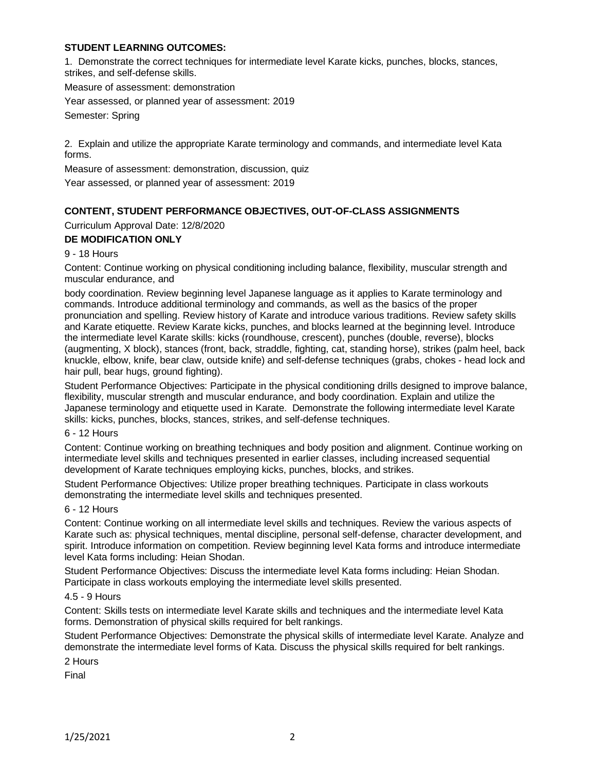**STUDENT LEARNING OUTCOMES:**

1. Demonstrate the correct techniques for intermediate level Karate kicks, punches, blocks, stances, strikes, and self-defense skills.

Measure of assessment: demonstration

Year assessed, or planned year of assessment: 2019

Semester: Spring

2. Explain and utilize the appropriate Karate terminology and commands, and intermediate level Kata forms.

Measure of assessment: demonstration, discussion, quiz

Year assessed, or planned year of assessment: 2019

**CONTENT, STUDENT PERFORMANCE OBJECTIVES, OUT-OF-CLASS ASSIGNMENTS**

Curriculum Approval Date: 12/8/2020

**DE MODIFICATION ONLY**

9 - 18 Hours

Content: Continue working on physical conditioning including balance, flexibility, muscular strength and muscular endurance, and

body coordination. Review beginning level Japanese language as it applies to Karate terminology and commands. Introduce additional terminology and commands, as well as the basics of the proper pronunciation and spelling. Review history of Karate and introduce various traditions. Review safety skills and Karate etiquette. Review Karate kicks, punches, and blocks learned at the beginning level. Introduce the intermediate level Karate skills: kicks (roundhouse, crescent), punches (double, reverse), blocks (augmenting, X block), stances (front, back, straddle, fighting, cat, standing horse), strikes (palm heel, back knuckle, elbow, knife, bear claw, outside knife) and self-defense techniques (grabs, chokes - head lock and hair pull, bear hugs, ground fighting).

Student Performance Objectives: Participate in the physical conditioning drills designed to improve balance, flexibility, muscular strength and muscular endurance, and body coordination. Explain and utilize the Japanese terminology and etiquette used in Karate. Demonstrate the following intermediate level Karate skills: kicks, punches, blocks, stances, strikes, and self-defense techniques.

6 - 12 Hours

Content: Continue working on breathing techniques and body position and alignment. Continue working on intermediate level skills and techniques presented in earlier classes, including increased sequential development of Karate techniques employing kicks, punches, blocks, and strikes.

Student Performance Objectives: Utilize proper breathing techniques. Participate in class workouts demonstrating the intermediate level skills and techniques presented.

6 - 12 Hours

Content: Continue working on all intermediate level skills and techniques. Review the various aspects of Karate such as: physical techniques, mental discipline, personal self-defense, character development, and spirit. Introduce information on competition. Review beginning level Kata forms and introduce intermediate level Kata forms including: Heian Shodan.

Student Performance Objectives: Discuss the intermediate level Kata forms including: Heian Shodan. Participate in class workouts employing the intermediate level skills presented.

4.5 - 9 Hours

Content: Skills tests on intermediate level Karate skills and techniques and the intermediate level Kata forms. Demonstration of physical skills required for belt rankings.

Student Performance Objectives: Demonstrate the physical skills of intermediate level Karate. Analyze and demonstrate the intermediate level forms of Kata. Discuss the physical skills required for belt rankings.

2 Hours

Final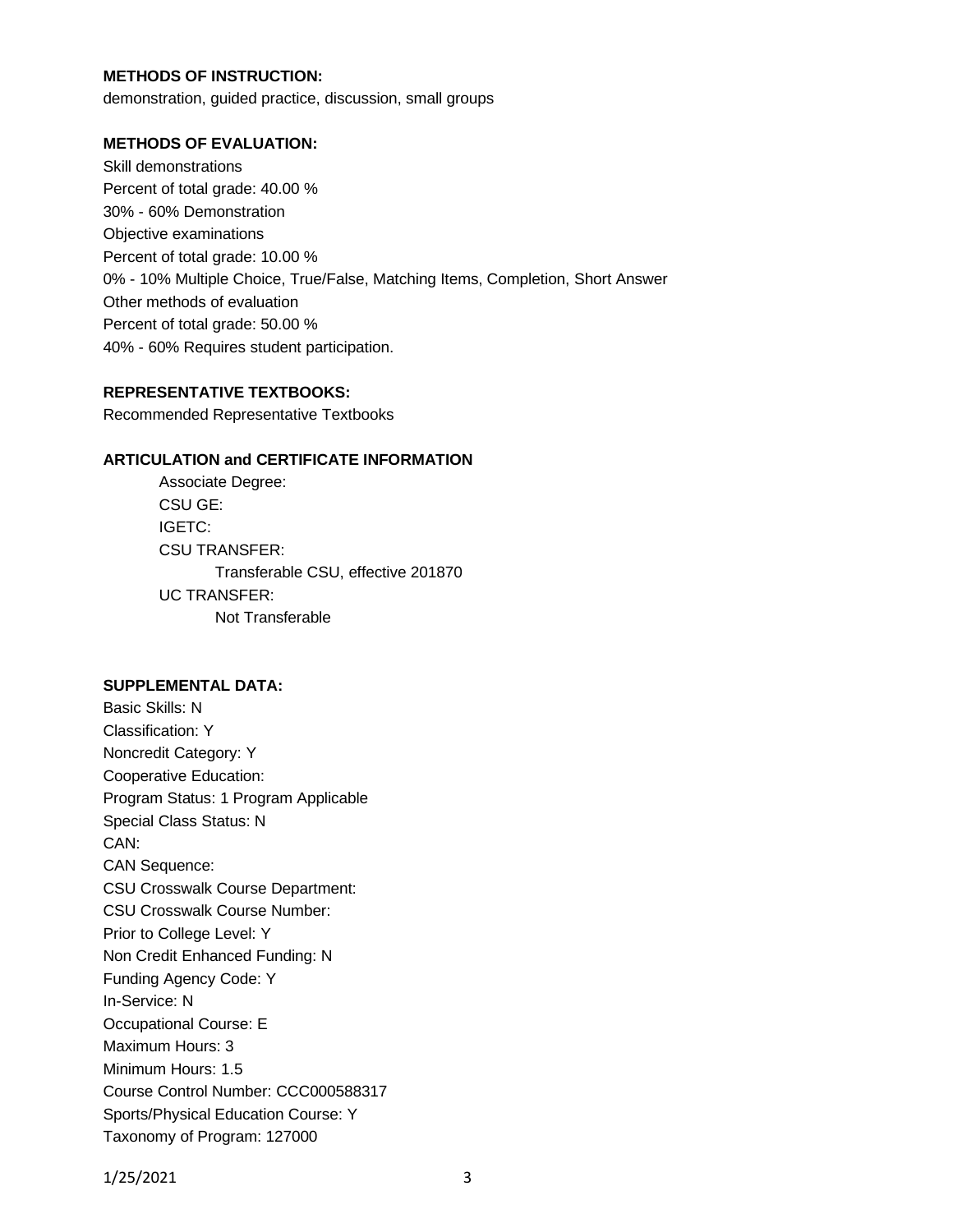**METHODS OF INSTRUCTION:**

demonstration, guided practice, discussion, small groups

**METHODS OF EVALUATION:**

Skill demonstrations
Percent of total grade: 40.00 %
30% - 60% Demonstration
Objective examinations
Percent of total grade: 10.00 %
0% - 10% Multiple Choice, True/False, Matching Items, Completion, Short Answer
Other methods of evaluation
Percent of total grade: 50.00 %
40% - 60% Requires student participation.

**REPRESENTATIVE TEXTBOOKS:**

Recommended Representative Textbooks

**ARTICULATION and CERTIFICATE INFORMATION**

Associate Degree:
CSU GE:
IGETC:
CSU TRANSFER:
Transferable CSU, effective 201870
UC TRANSFER:
Not Transferable

**SUPPLEMENTAL DATA:**

Basic Skills: N
Classification: Y
Noncredit Category: Y
Cooperative Education:
Program Status: 1 Program Applicable
Special Class Status: N
CAN:
CAN Sequence:
CSU Crosswalk Course Department:
CSU Crosswalk Course Number:
Prior to College Level: Y
Non Credit Enhanced Funding: N
Funding Agency Code: Y
In-Service: N
Occupational Course: E
Maximum Hours: 3
Minimum Hours: 1.5
Course Control Number: CCC000588317
Sports/Physical Education Course: Y
Taxonomy of Program: 127000